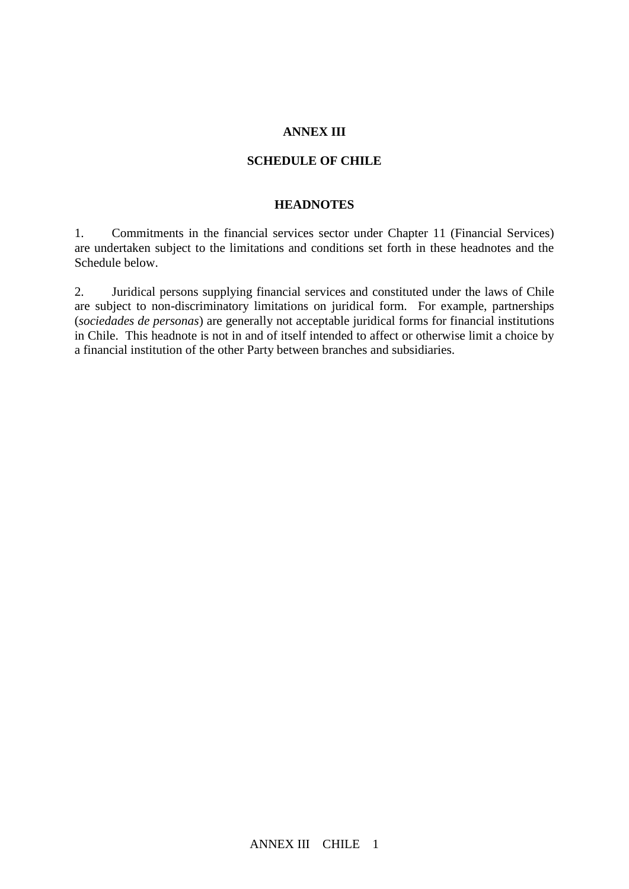# ANNEX III

## SCHEDULE OF CHILE

### HEADNOTES

1. Commitments in the financial services sector under Chapter 11 (Financial Services) are undertaken subject to the limitations and conditions set forth in these headnotes and the Schedule below.

2. Juridical persons supplying financial services and constituted under the laws of Chile are subject to non-discriminatory limitations on juridical form. For example, partnerships (*sociedades de personas*) are generally not acceptable juridical forms for financial institutions in Chile. This headnote is not in and of itself intended to affect or otherwise limit a choice by a financial institution of the other Party between branches and subsidiaries.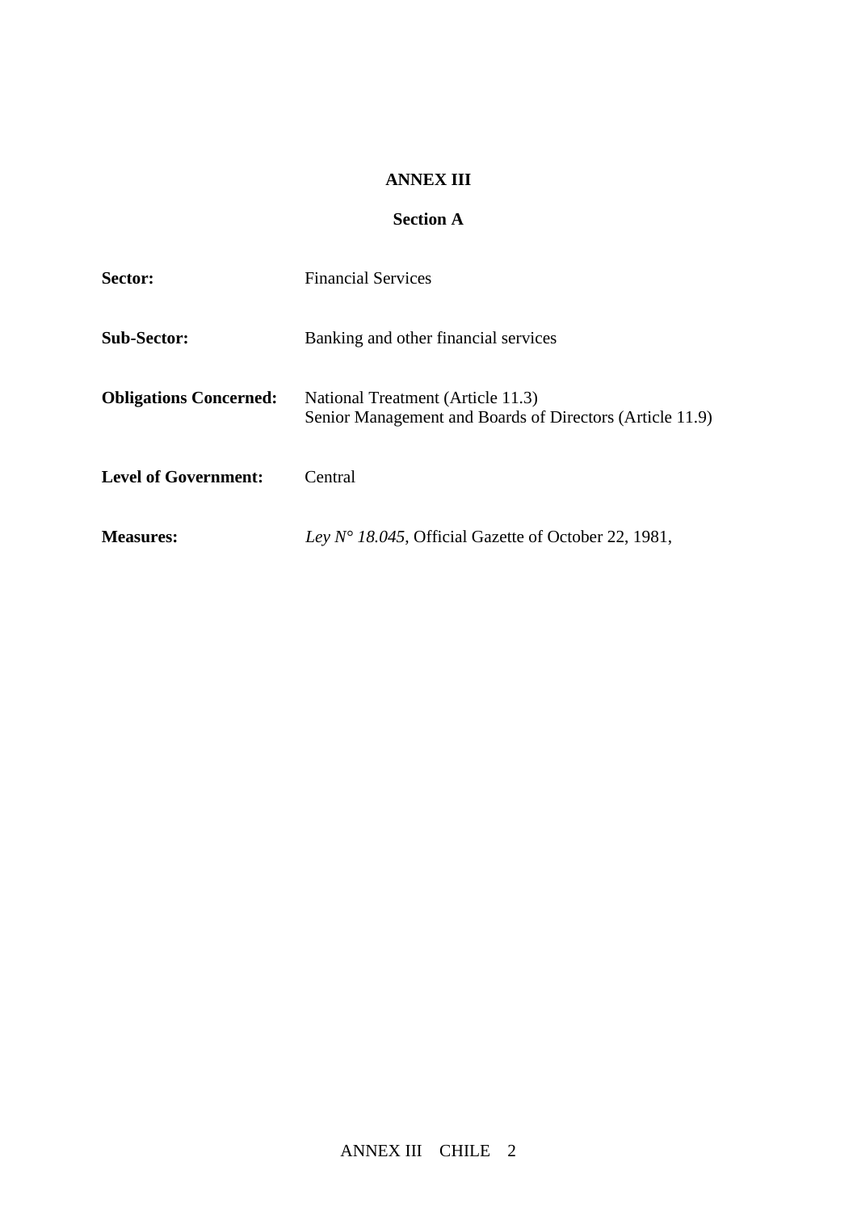**ANNEX III**

**Section A**

**Sector:** Financial Services

**Sub-Sector:** Banking and other financial services

**Obligations Concerned:** National Treatment (Article 11.3)
Senior Management and Boards of Directors (Article 11.9)

**Level of Government:** Central

**Measures:** *Ley N° 18.045*, Official Gazette of October 22, 1981,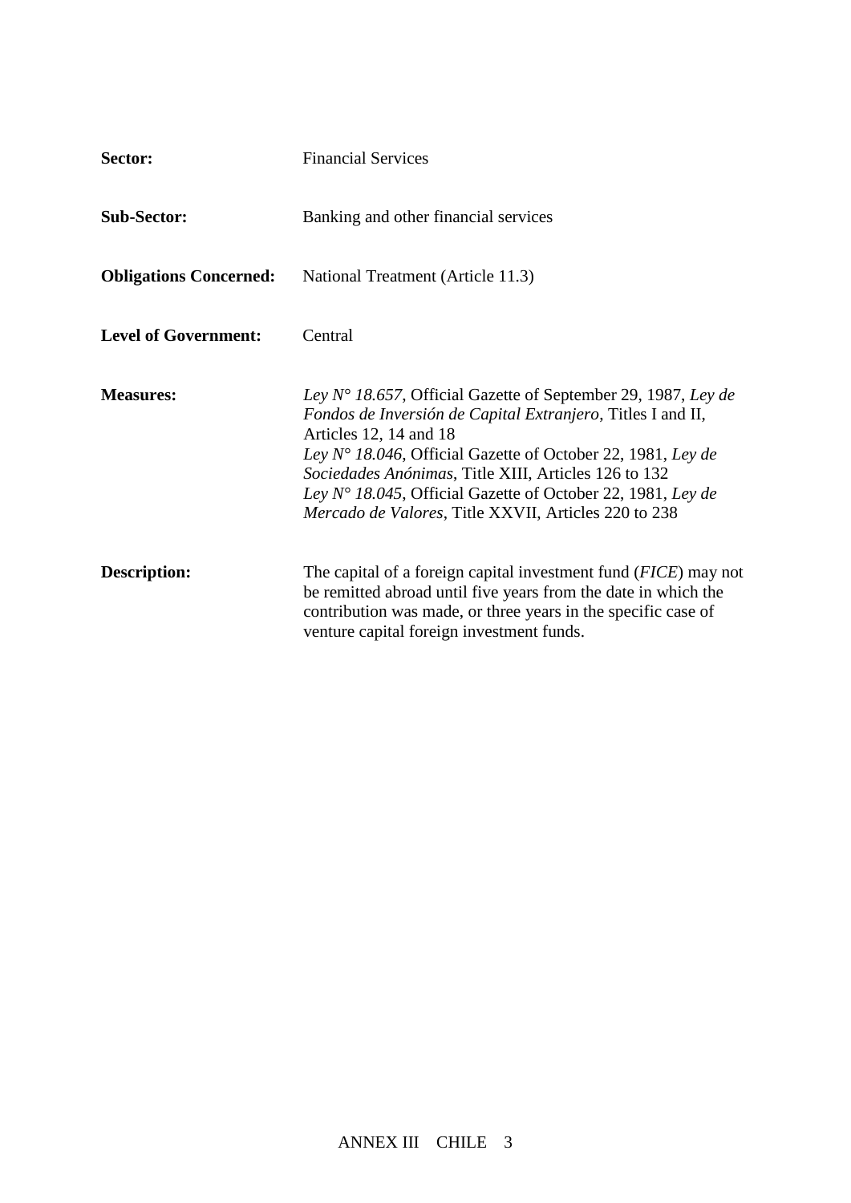**Sector:** Financial Services

**Sub-Sector:** Banking and other financial services

**Obligations Concerned:** National Treatment (Article 11.3)

**Level of Government:** Central

**Measures:** *Ley N° 18.657*, Official Gazette of September 29, 1987, *Ley de Fondos de Inversión de Capital Extranjero*, Titles I and II, Articles 12, 14 and 18
*Ley N° 18.046*, Official Gazette of October 22, 1981, *Ley de Sociedades Anónimas*, Title XIII, Articles 126 to 132
*Ley N° 18.045*, Official Gazette of October 22, 1981, *Ley de Mercado de Valores*, Title XXVII, Articles 220 to 238

**Description:** The capital of a foreign capital investment fund (*FICE*) may not be remitted abroad until five years from the date in which the contribution was made, or three years in the specific case of venture capital foreign investment funds.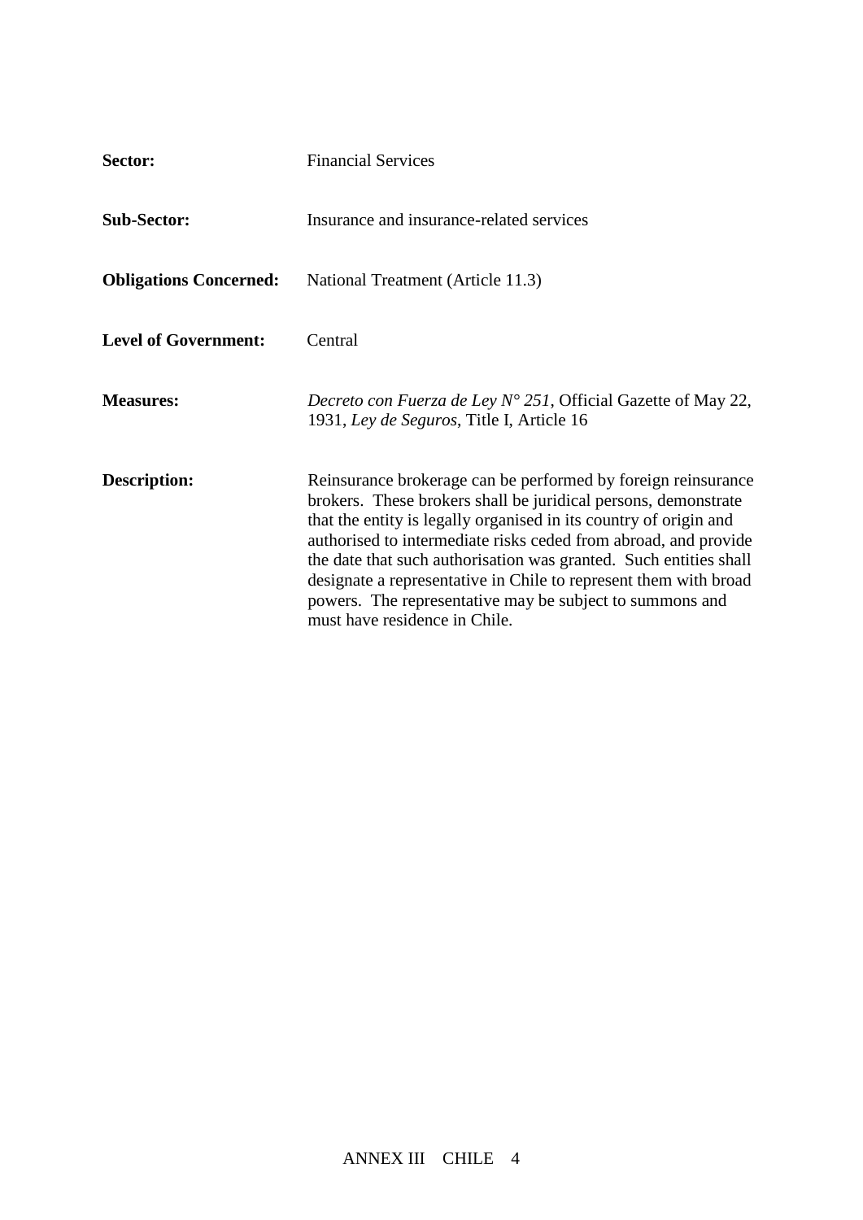**Sector:** Financial Services

**Sub-Sector:** Insurance and insurance-related services

**Obligations Concerned:** National Treatment (Article 11.3)

**Level of Government:** Central

**Measures:** *Decreto con Fuerza de Ley N° 251*, Official Gazette of May 22, 1931, *Ley de Seguros*, Title I, Article 16

**Description:** Reinsurance brokerage can be performed by foreign reinsurance brokers. These brokers shall be juridical persons, demonstrate that the entity is legally organised in its country of origin and authorised to intermediate risks ceded from abroad, and provide the date that such authorisation was granted. Such entities shall designate a representative in Chile to represent them with broad powers. The representative may be subject to summons and must have residence in Chile.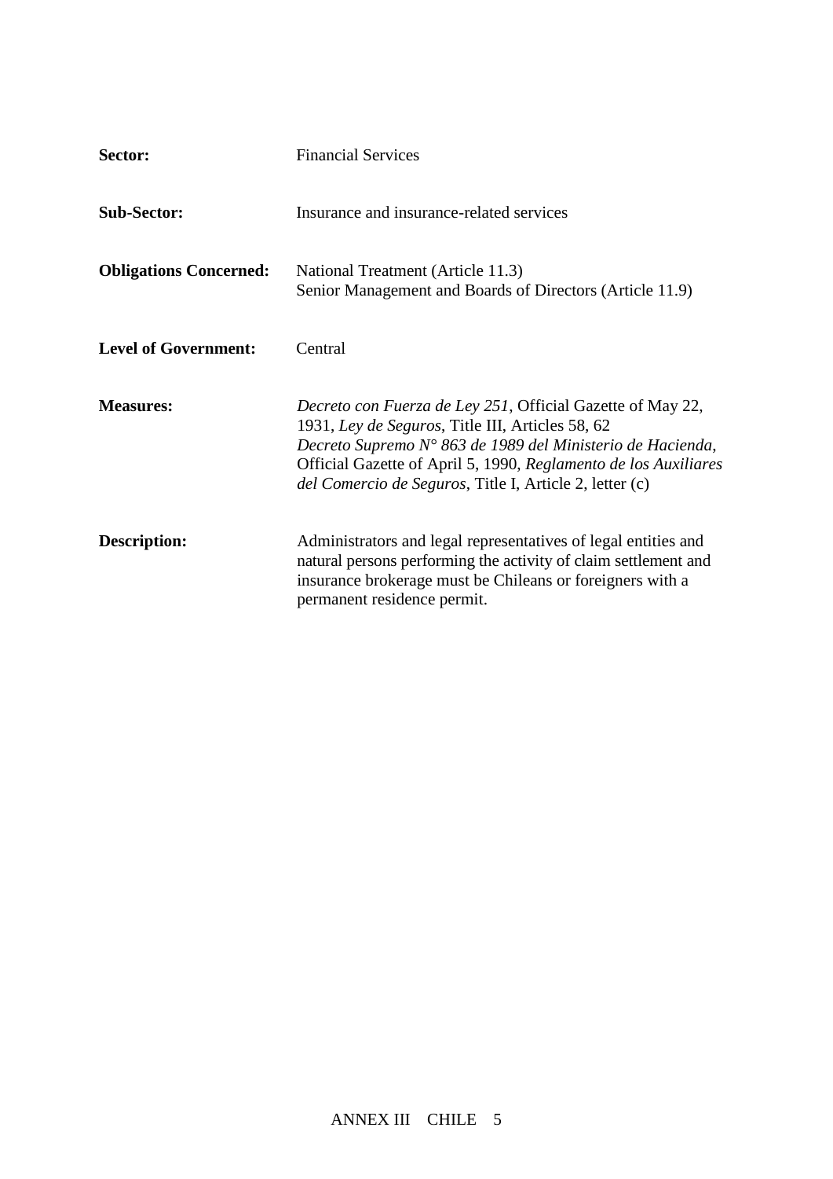| | |
|---|---|
| **Sector:** | Financial Services |
| **Sub-Sector:** | Insurance and insurance-related services |
| **Obligations Concerned:** | National Treatment (Article 11.3)<br>Senior Management and Boards of Directors (Article 11.9) |
| **Level of Government:** | Central |
| **Measures:** | *Decreto con Fuerza de Ley 251*, Official Gazette of May 22, 1931, *Ley de Seguros*, Title III, Articles 58, 62<br>*Decreto Supremo N° 863 de 1989 del Ministerio de Hacienda*, Official Gazette of April 5, 1990, *Reglamento de los Auxiliares del Comercio de Seguros*, Title I, Article 2, letter (c) |
| **Description:** | Administrators and legal representatives of legal entities and natural persons performing the activity of claim settlement and insurance brokerage must be Chileans or foreigners with a permanent residence permit. |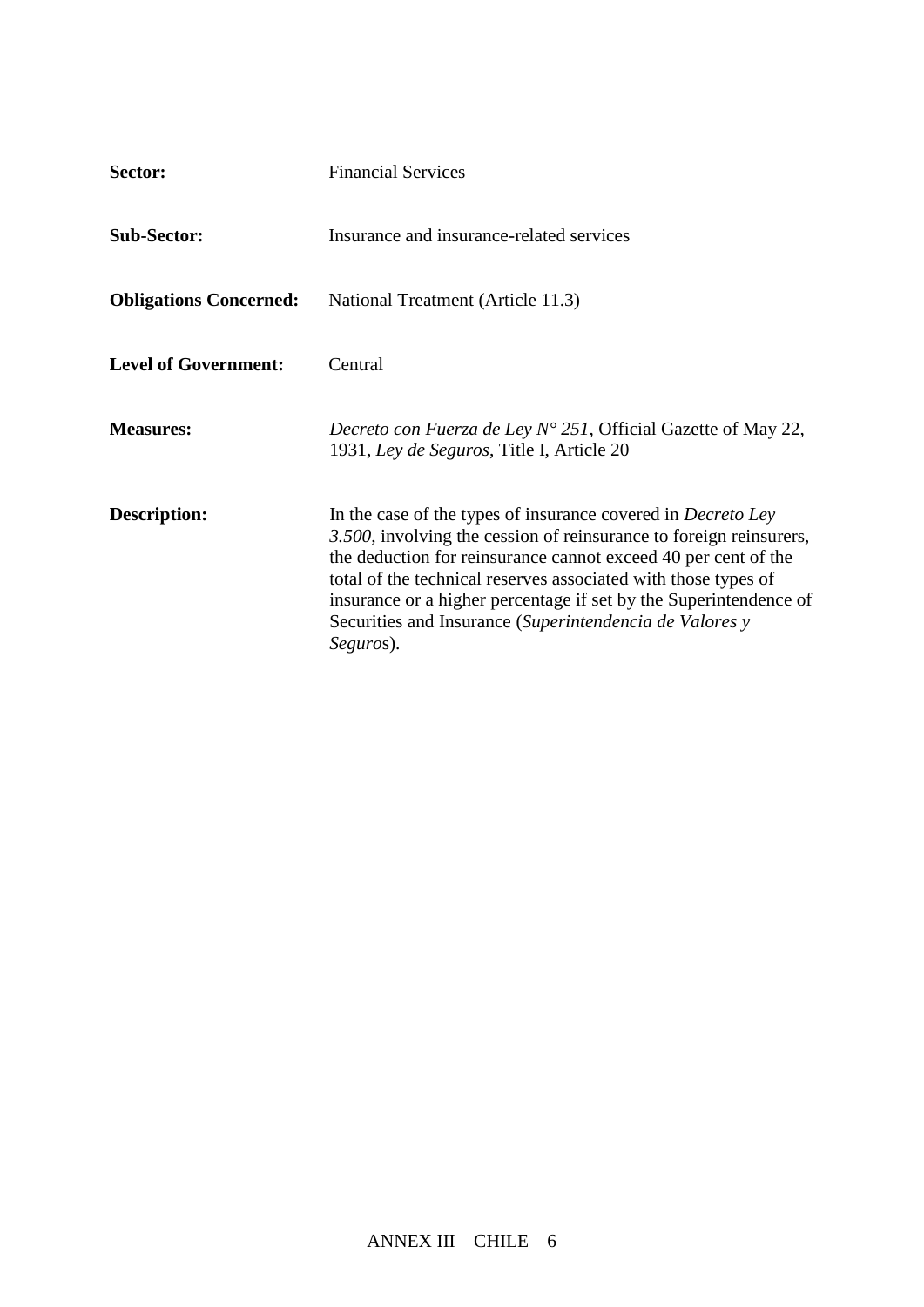**Sector:** Financial Services

**Sub-Sector:** Insurance and insurance-related services

**Obligations Concerned:** National Treatment (Article 11.3)

**Level of Government:** Central

**Measures:** *Decreto con Fuerza de Ley N° 251*, Official Gazette of May 22, 1931, *Ley de Seguros*, Title I, Article 20

**Description:** In the case of the types of insurance covered in *Decreto Ley 3.500*, involving the cession of reinsurance to foreign reinsurers, the deduction for reinsurance cannot exceed 40 per cent of the total of the technical reserves associated with those types of insurance or a higher percentage if set by the Superintendence of Securities and Insurance (*Superintendencia de Valores y Seguros*).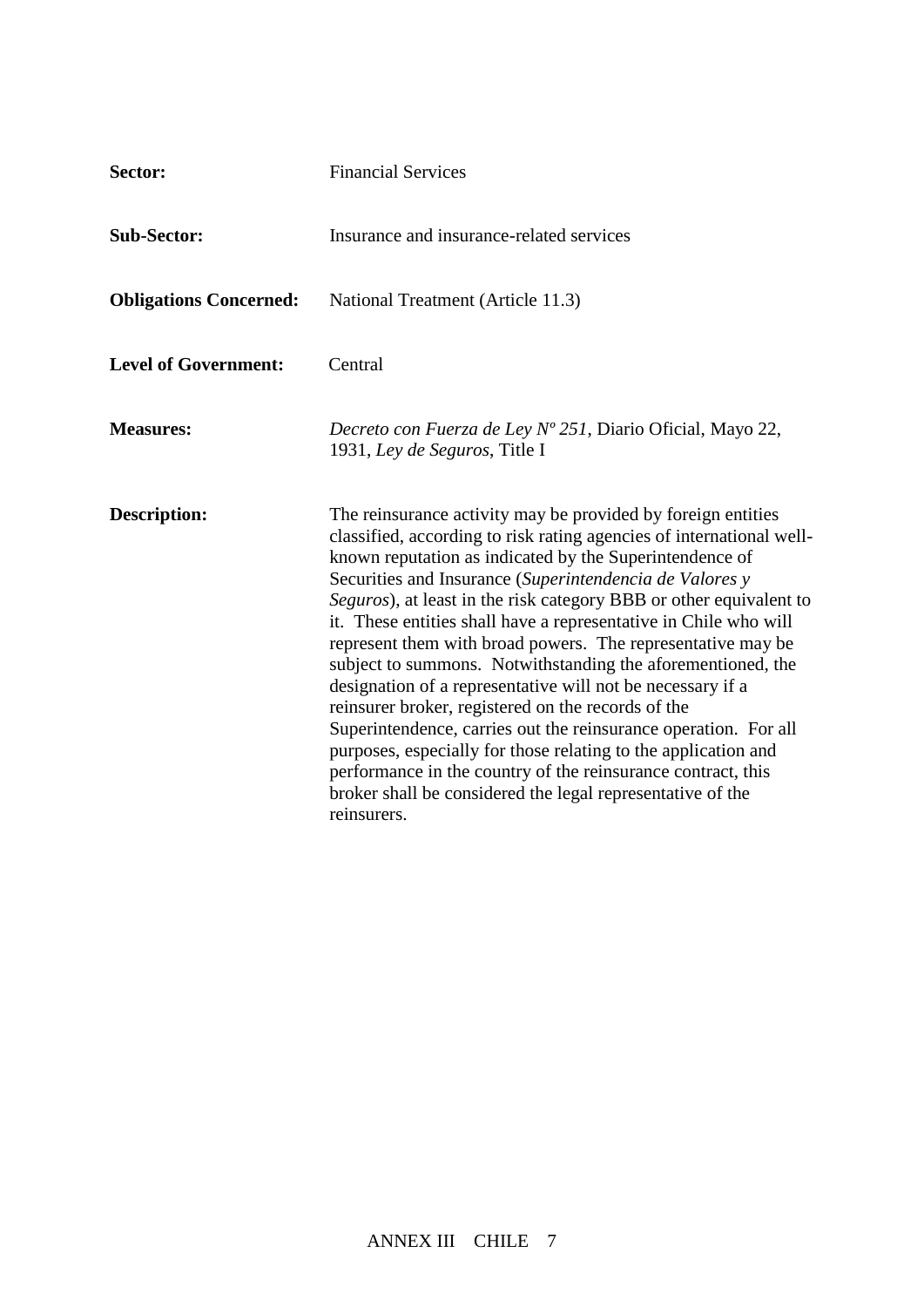**Sector:** Financial Services

**Sub-Sector:** Insurance and insurance-related services

**Obligations Concerned:** National Treatment (Article 11.3)

**Level of Government:** Central

**Measures:** *Decreto con Fuerza de Ley Nº 251*, Diario Oficial, Mayo 22, 1931, *Ley de Seguros*, Title I

**Description:** The reinsurance activity may be provided by foreign entities classified, according to risk rating agencies of international well-known reputation as indicated by the Superintendence of Securities and Insurance (*Superintendencia de Valores y Seguros*), at least in the risk category BBB or other equivalent to it. These entities shall have a representative in Chile who will represent them with broad powers. The representative may be subject to summons. Notwithstanding the aforementioned, the designation of a representative will not be necessary if a reinsurer broker, registered on the records of the Superintendence, carries out the reinsurance operation. For all purposes, especially for those relating to the application and performance in the country of the reinsurance contract, this broker shall be considered the legal representative of the reinsurers.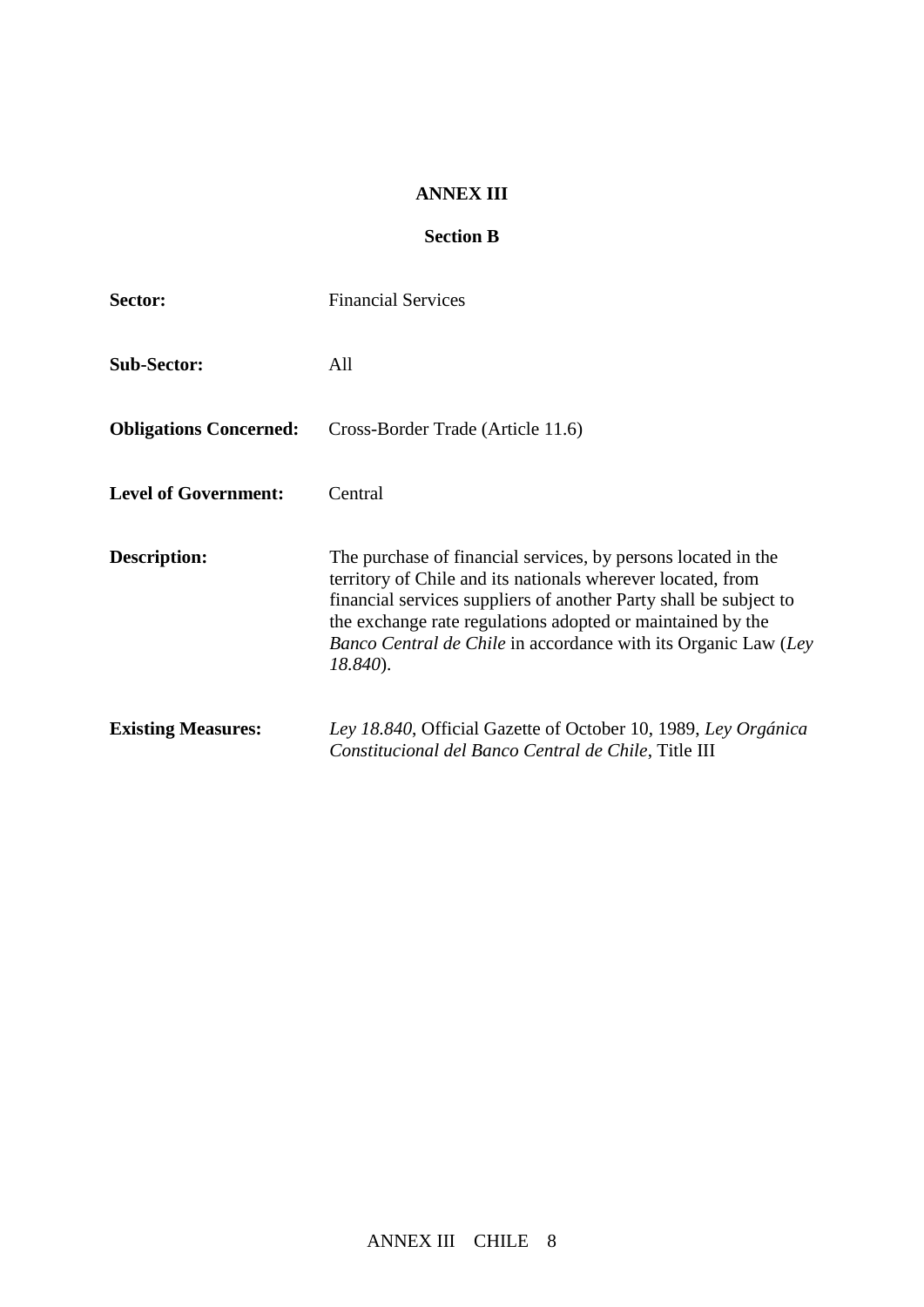**ANNEX III**

**Section B**

**Sector:** Financial Services

**Sub-Sector:** All

**Obligations Concerned:** Cross-Border Trade (Article 11.6)

**Level of Government:** Central

**Description:** The purchase of financial services, by persons located in the territory of Chile and its nationals wherever located, from financial services suppliers of another Party shall be subject to the exchange rate regulations adopted or maintained by the *Banco Central de Chile* in accordance with its Organic Law (*Ley 18.840*).

**Existing Measures:** *Ley 18.840*, Official Gazette of October 10, 1989, *Ley Orgánica Constitucional del Banco Central de Chile*, Title III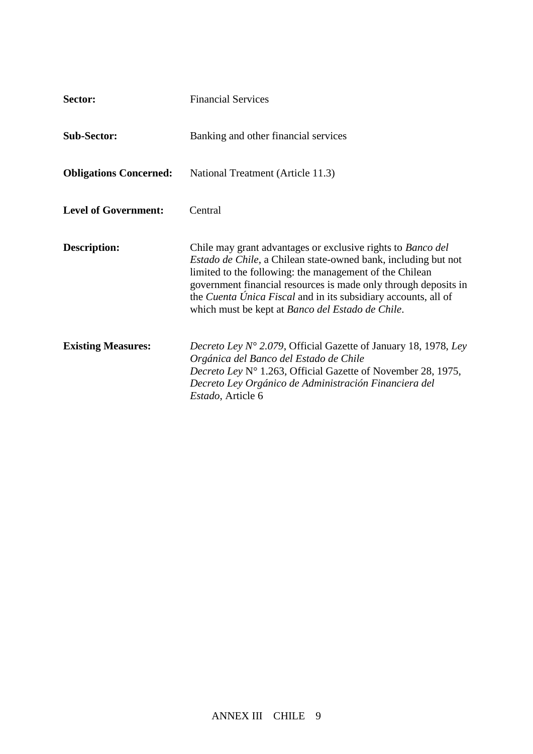| | |
|---|---|
| **Sector:** | Financial Services |
| **Sub-Sector:** | Banking and other financial services |
| **Obligations Concerned:** | National Treatment (Article 11.3) |
| **Level of Government:** | Central |
| **Description:** | Chile may grant advantages or exclusive rights to *Banco del Estado de Chile*, a Chilean state-owned bank, including but not limited to the following: the management of the Chilean government financial resources is made only through deposits in the *Cuenta Única Fiscal* and in its subsidiary accounts, all of which must be kept at *Banco del Estado de Chile*. |
| **Existing Measures:** | *Decreto Ley N° 2.079*, Official Gazette of January 18, 1978, *Ley Orgánica del Banco del Estado de Chile*<br>*Decreto Ley* N° 1.263, Official Gazette of November 28, 1975, *Decreto Ley Orgánico de Administración Financiera del Estado*, Article 6 |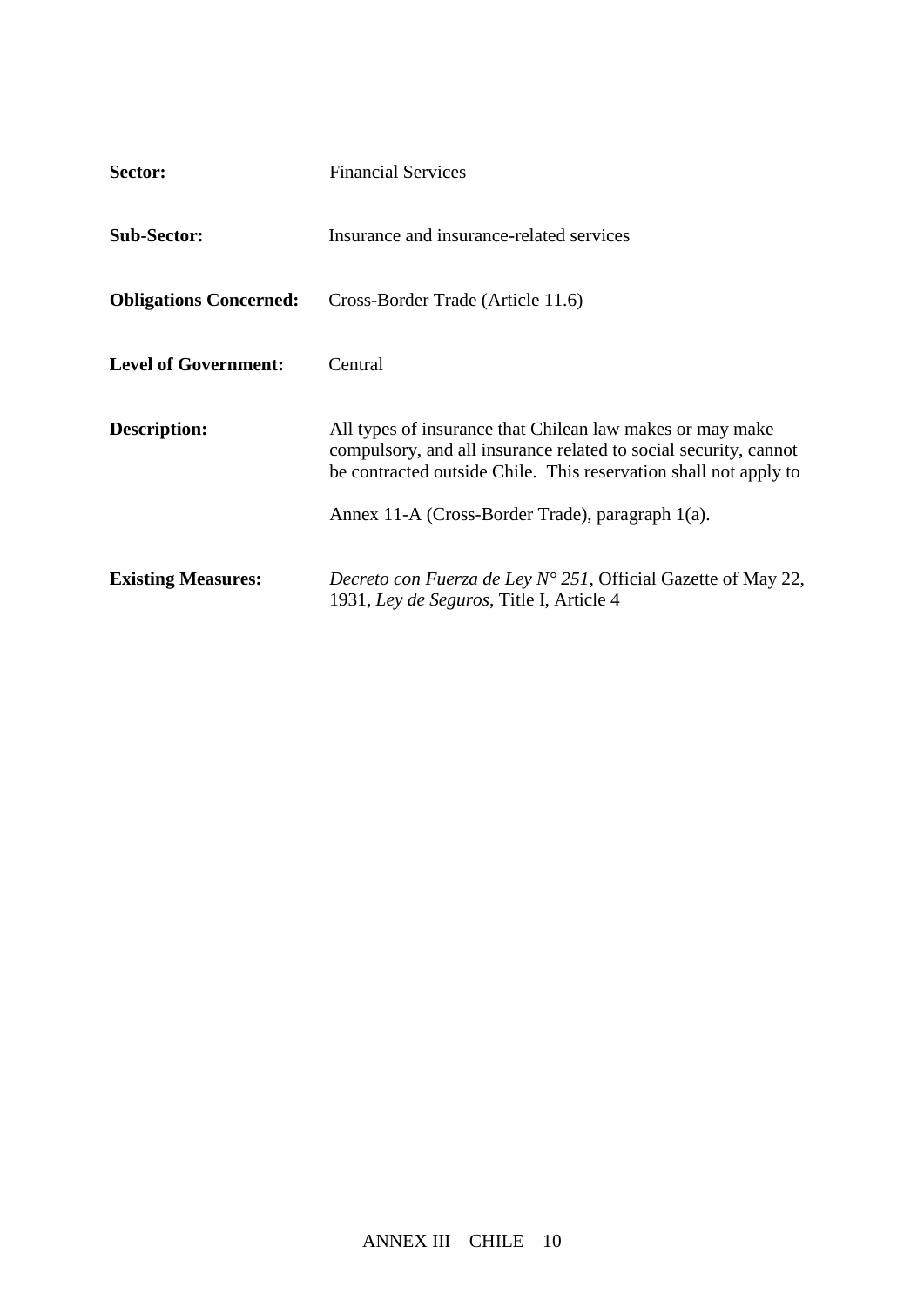| | |
|---|---|
| **Sector:** | Financial Services |
| **Sub-Sector:** | Insurance and insurance-related services |
| **Obligations Concerned:** | Cross-Border Trade (Article 11.6) |
| **Level of Government:** | Central |
| **Description:** | All types of insurance that Chilean law makes or may make compulsory, and all insurance related to social security, cannot be contracted outside Chile. This reservation shall not apply to Annex 11-A (Cross-Border Trade), paragraph 1(a). |
| **Existing Measures:** | *Decreto con Fuerza de Ley N° 251*, Official Gazette of May 22, 1931, *Ley de Seguros*, Title I, Article 4 |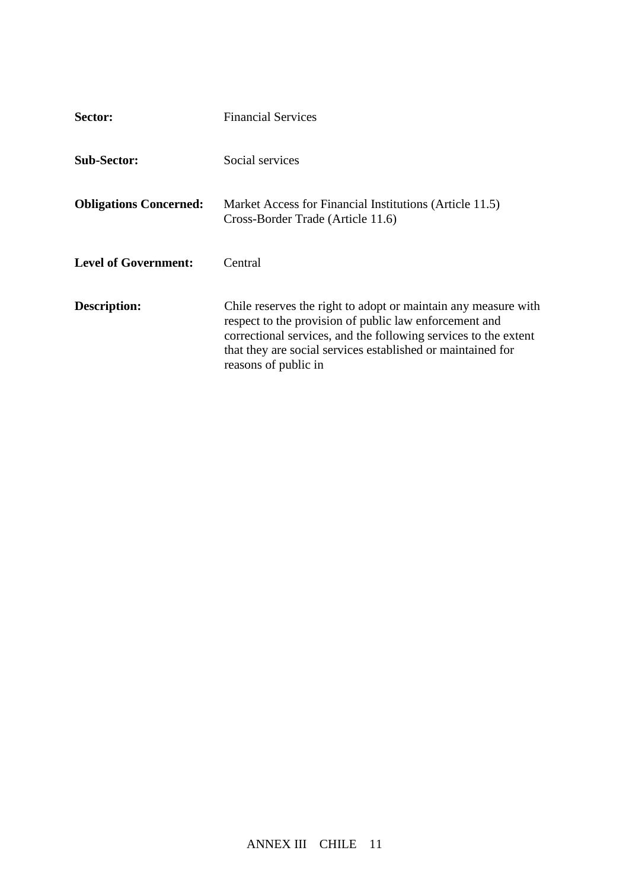| | |
|---|---|
| **Sector:** | Financial Services |
| **Sub-Sector:** | Social services |
| **Obligations Concerned:** | Market Access for Financial Institutions (Article 11.5)<br>Cross-Border Trade (Article 11.6) |
| **Level of Government:** | Central |
| **Description:** | Chile reserves the right to adopt or maintain any measure with respect to the provision of public law enforcement and correctional services, and the following services to the extent that they are social services established or maintained for reasons of public in |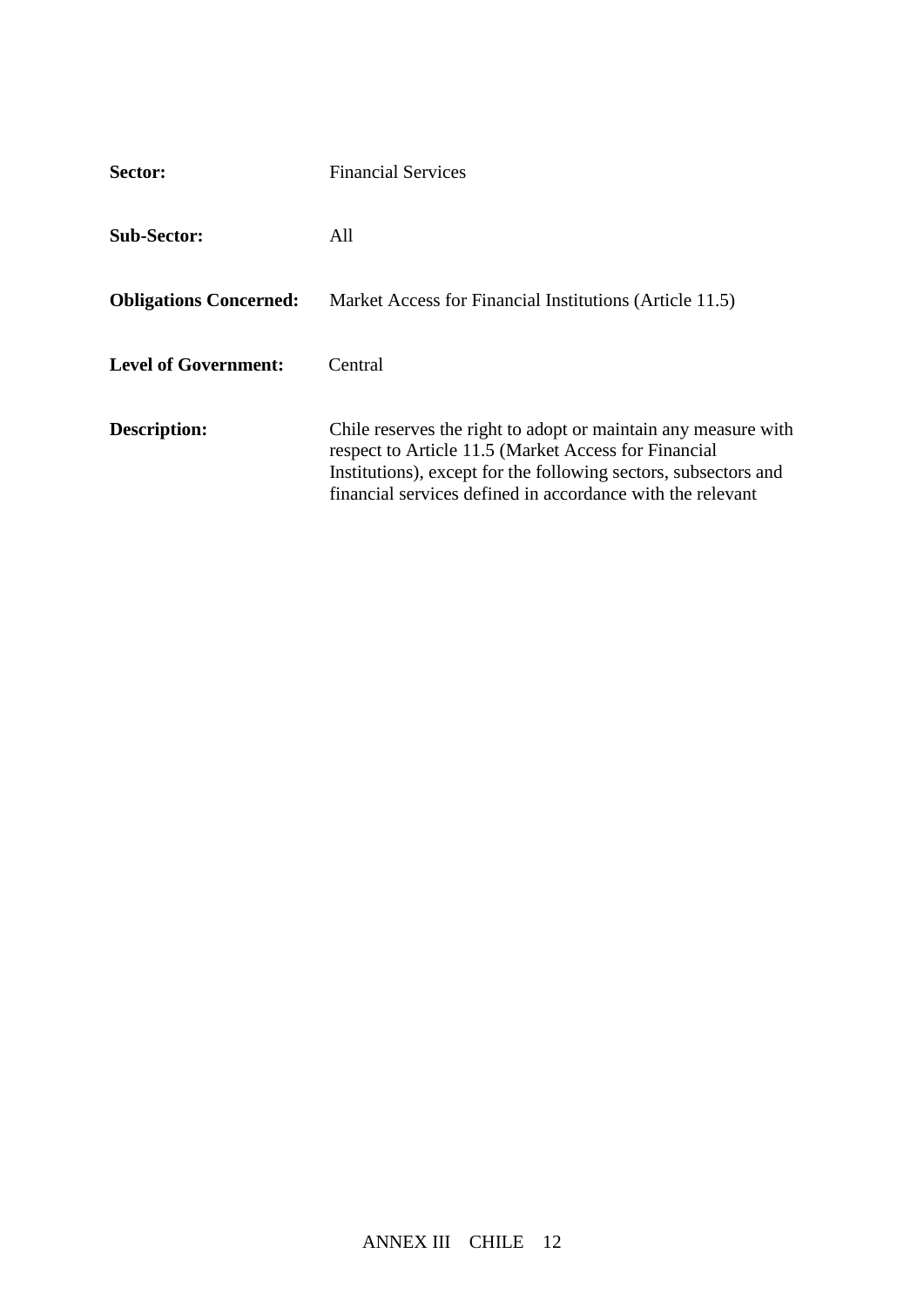**Sector:** Financial Services

**Sub-Sector:** All

**Obligations Concerned:** Market Access for Financial Institutions (Article 11.5)

**Level of Government:** Central

**Description:** Chile reserves the right to adopt or maintain any measure with respect to Article 11.5 (Market Access for Financial Institutions), except for the following sectors, subsectors and financial services defined in accordance with the relevant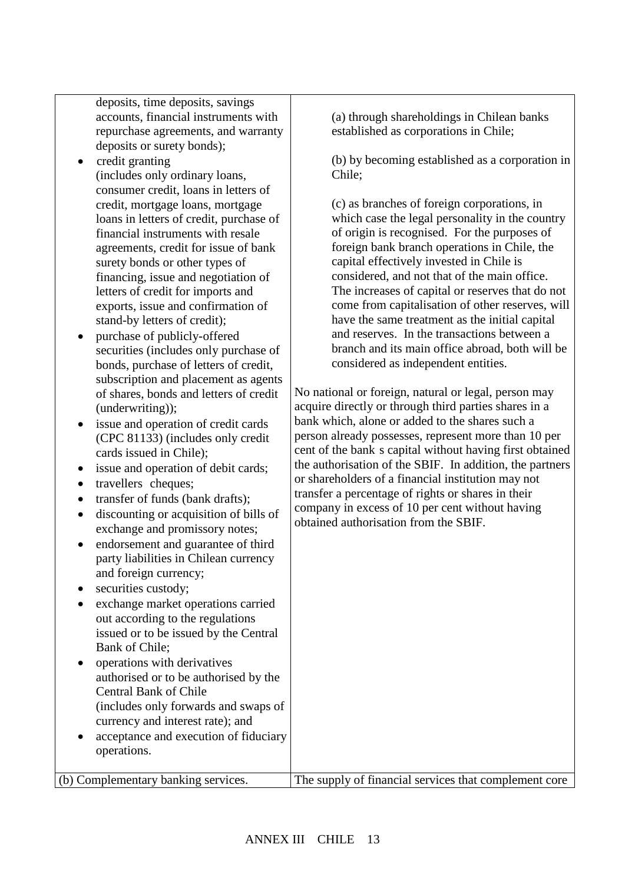| | |
|---|---|
| deposits, time deposits, savings accounts, financial instruments with repurchase agreements, and warranty deposits or surety bonds);<br>• credit granting (includes only ordinary loans, consumer credit, loans in letters of credit, mortgage loans, mortgage loans in letters of credit, purchase of financial instruments with resale agreements, credit for issue of bank surety bonds or other types of financing, issue and negotiation of letters of credit for imports and exports, issue and confirmation of stand-by letters of credit);<br>• purchase of publicly-offered securities (includes only purchase of bonds, purchase of letters of credit, subscription and placement as agents of shares, bonds and letters of credit (underwriting));<br>• issue and operation of credit cards (CPC 81133) (includes only credit cards issued in Chile);<br>• issue and operation of debit cards;<br>• travellers cheques;<br>• transfer of funds (bank drafts);<br>• discounting or acquisition of bills of exchange and promissory notes;<br>• endorsement and guarantee of third party liabilities in Chilean currency and foreign currency;<br>• securities custody;<br>• exchange market operations carried out according to the regulations issued or to be issued by the Central Bank of Chile;<br>• operations with derivatives authorised or to be authorised by the Central Bank of Chile (includes only forwards and swaps of currency and interest rate); and<br>• acceptance and execution of fiduciary operations. | (a) through shareholdings in Chilean banks established as corporations in Chile;<br><br>(b) by becoming established as a corporation in Chile;<br><br>(c) as branches of foreign corporations, in which case the legal personality in the country of origin is recognised. For the purposes of foreign bank branch operations in Chile, the capital effectively invested in Chile is considered, and not that of the main office. The increases of capital or reserves that do not come from capitalisation of other reserves, will have the same treatment as the initial capital and reserves. In the transactions between a branch and its main office abroad, both will be considered as independent entities.<br><br>No national or foreign, natural or legal, person may acquire directly or through third parties shares in a bank which, alone or added to the shares such a person already possesses, represent more than 10 per cent of the bank s capital without having first obtained the authorisation of the SBIF. In addition, the partners or shareholders of a financial institution may not transfer a percentage of rights or shares in their company in excess of 10 per cent without having obtained authorisation from the SBIF. |
| (b) Complementary banking services. | The supply of financial services that complement core |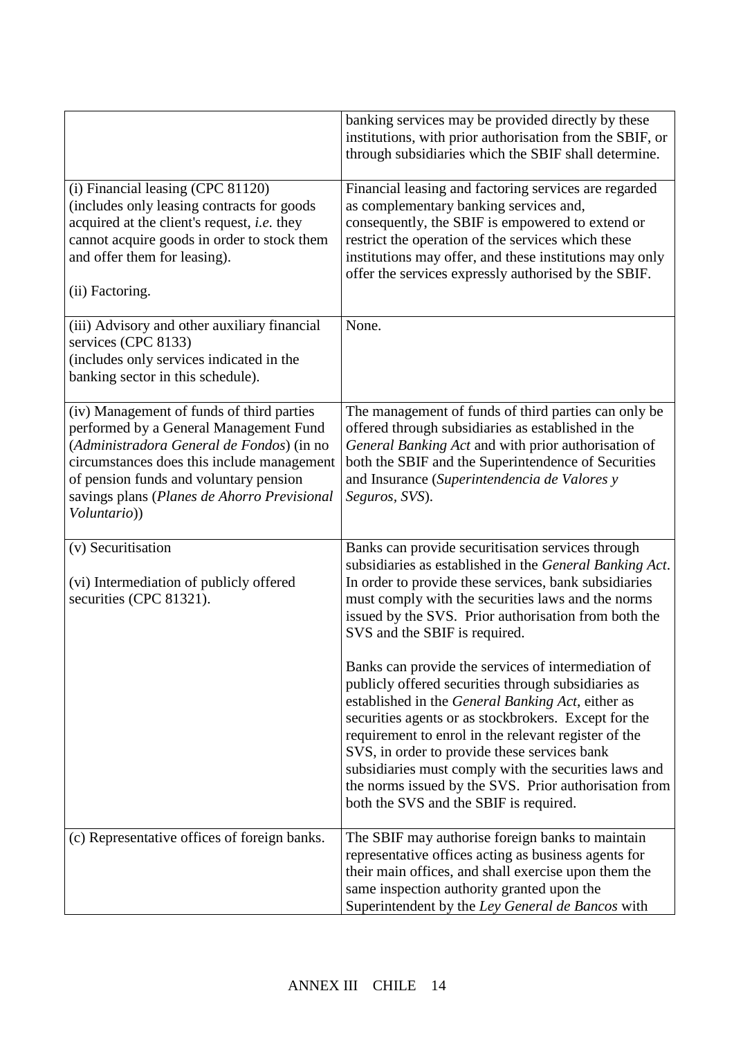| | |
|---|---|
| | banking services may be provided directly by these institutions, with prior authorisation from the SBIF, or through subsidiaries which the SBIF shall determine. |
| (i) Financial leasing (CPC 81120) (includes only leasing contracts for goods acquired at the client's request, *i.e.* they cannot acquire goods in order to stock them and offer them for leasing).<br><br>(ii) Factoring. | Financial leasing and factoring services are regarded as complementary banking services and, consequently, the SBIF is empowered to extend or restrict the operation of the services which these institutions may offer, and these institutions may only offer the services expressly authorised by the SBIF. |
| (iii) Advisory and other auxiliary financial services (CPC 8133) (includes only services indicated in the banking sector in this schedule). | None. |
| (iv) Management of funds of third parties performed by a General Management Fund (*Administradora General de Fondos*) (in no circumstances does this include management of pension funds and voluntary pension savings plans (*Planes de Ahorro Previsional Voluntario*)) | The management of funds of third parties can only be offered through subsidiaries as established in the *General Banking Act* and with prior authorisation of both the SBIF and the Superintendence of Securities and Insurance (*Superintendencia de Valores y Seguros, SVS*). |
| (v) Securitisation<br><br>(vi) Intermediation of publicly offered securities (CPC 81321). | Banks can provide securitisation services through subsidiaries as established in the *General Banking Act*. In order to provide these services, bank subsidiaries must comply with the securities laws and the norms issued by the SVS. Prior authorisation from both the SVS and the SBIF is required.<br><br>Banks can provide the services of intermediation of publicly offered securities through subsidiaries as established in the *General Banking Act*, either as securities agents or as stockbrokers. Except for the requirement to enrol in the relevant register of the SVS, in order to provide these services bank subsidiaries must comply with the securities laws and the norms issued by the SVS. Prior authorisation from both the SVS and the SBIF is required. |
| (c) Representative offices of foreign banks. | The SBIF may authorise foreign banks to maintain representative offices acting as business agents for their main offices, and shall exercise upon them the same inspection authority granted upon the Superintendent by the *Ley General de Bancos* with |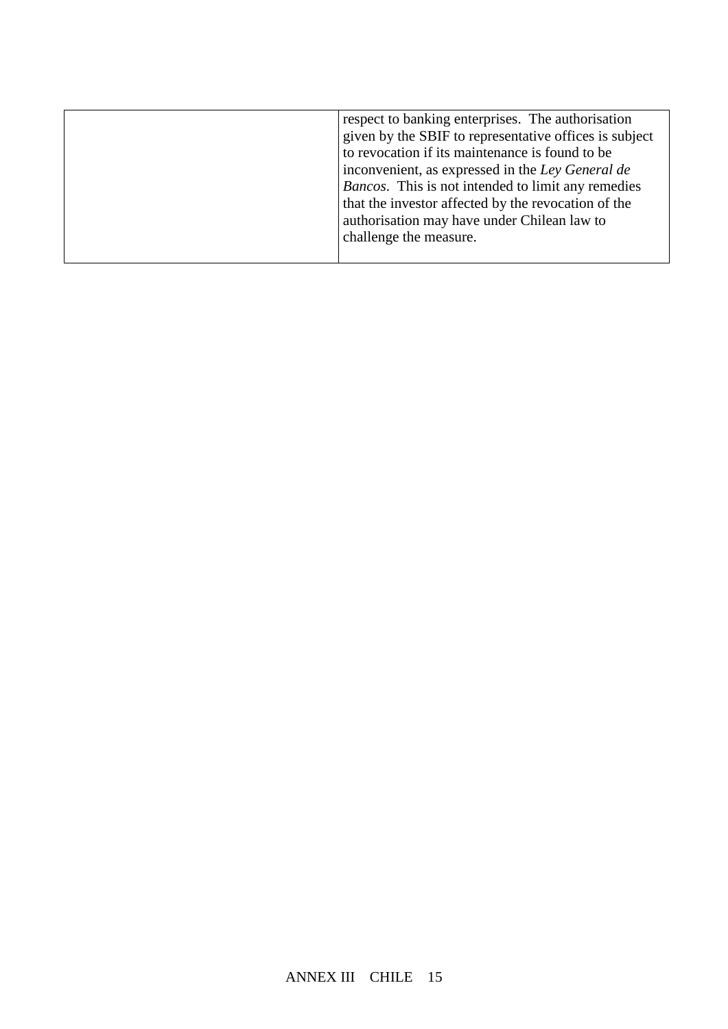| | |
|---|---|
| | respect to banking enterprises. The authorisation given by the SBIF to representative offices is subject to revocation if its maintenance is found to be inconvenient, as expressed in the *Ley General de Bancos*. This is not intended to limit any remedies that the investor affected by the revocation of the authorisation may have under Chilean law to challenge the measure. |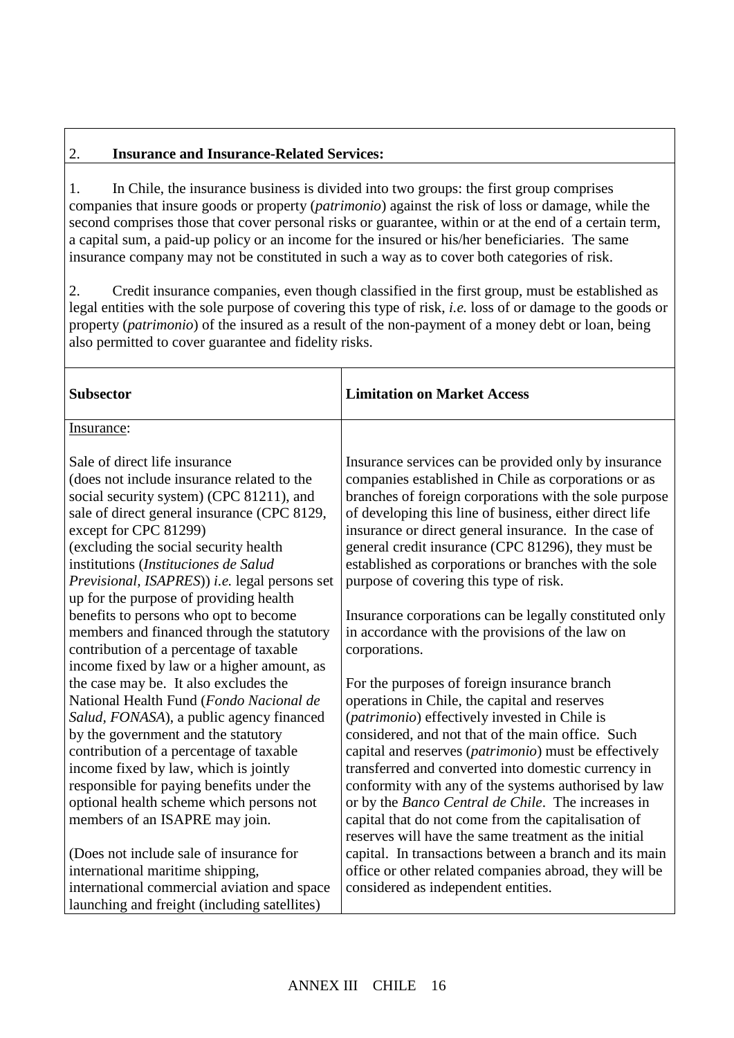## 2. Insurance and Insurance-Related Services:

1. In Chile, the insurance business is divided into two groups: the first group comprises companies that insure goods or property (*patrimonio*) against the risk of loss or damage, while the second comprises those that cover personal risks or guarantee, within or at the end of a certain term, a capital sum, a paid-up policy or an income for the insured or his/her beneficiaries. The same insurance company may not be constituted in such a way as to cover both categories of risk.

2. Credit insurance companies, even though classified in the first group, must be established as legal entities with the sole purpose of covering this type of risk, *i.e.* loss of or damage to the goods or property (*patrimonio*) of the insured as a result of the non-payment of a money debt or loan, being also permitted to cover guarantee and fidelity risks.

| **Subsector** | **Limitation on Market Access** |
|---|---|
| Insurance:<br><br>Sale of direct life insurance (does not include insurance related to the social security system) (CPC 81211), and sale of direct general insurance (CPC 8129, except for CPC 81299) (excluding the social security health institutions (*Instituciones de Salud Previsional, ISAPRES*)) *i.e.* legal persons set up for the purpose of providing health benefits to persons who opt to become members and financed through the statutory contribution of a percentage of taxable income fixed by law or a higher amount, as the case may be. It also excludes the National Health Fund (*Fondo Nacional de Salud, FONASA*), a public agency financed by the government and the statutory contribution of a percentage of taxable income fixed by law, which is jointly responsible for paying benefits under the optional health scheme which persons not members of an ISAPRE may join.<br><br>(Does not include sale of insurance for international maritime shipping, international commercial aviation and space launching and freight (including satellites) | Insurance services can be provided only by insurance companies established in Chile as corporations or as branches of foreign corporations with the sole purpose of developing this line of business, either direct life insurance or direct general insurance. In the case of general credit insurance (CPC 81296), they must be established as corporations or branches with the sole purpose of covering this type of risk.<br><br>Insurance corporations can be legally constituted only in accordance with the provisions of the law on corporations.<br><br>For the purposes of foreign insurance branch operations in Chile, the capital and reserves (*patrimonio*) effectively invested in Chile is considered, and not that of the main office. Such capital and reserves (*patrimonio*) must be effectively transferred and converted into domestic currency in conformity with any of the systems authorised by law or by the *Banco Central de Chile*. The increases in capital that do not come from the capitalisation of reserves will have the same treatment as the initial capital. In transactions between a branch and its main office or other related companies abroad, they will be considered as independent entities. |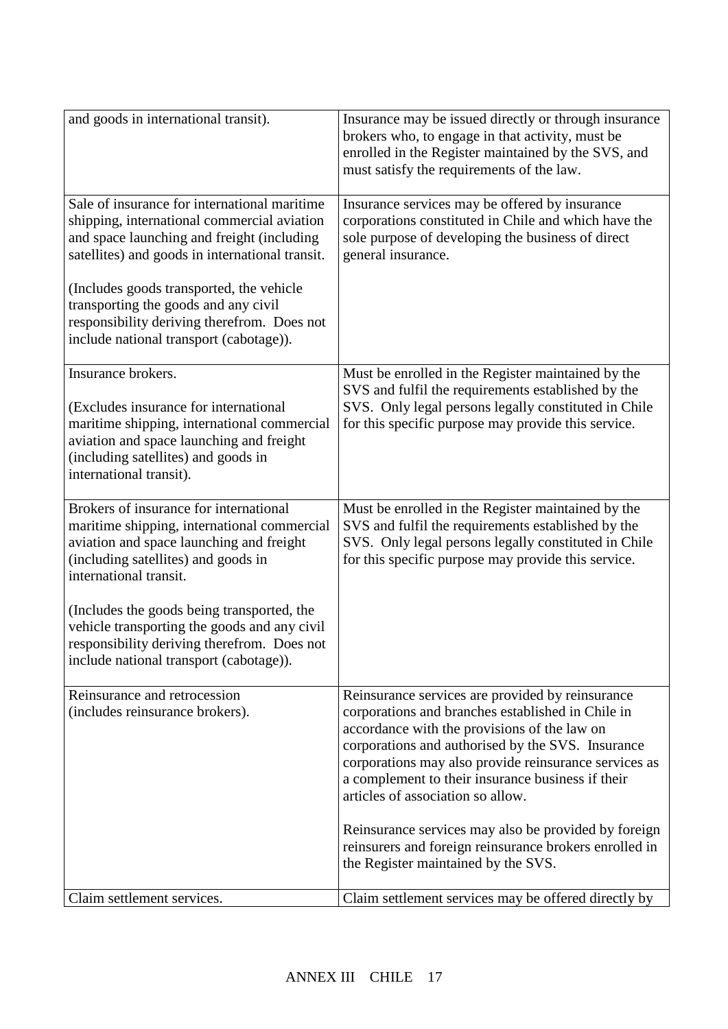| | |
|---|---|
| and goods in international transit). | Insurance may be issued directly or through insurance brokers who, to engage in that activity, must be enrolled in the Register maintained by the SVS, and must satisfy the requirements of the law. |
| Sale of insurance for international maritime shipping, international commercial aviation and space launching and freight (including satellites) and goods in international transit.<br><br>(Includes goods transported, the vehicle transporting the goods and any civil responsibility deriving therefrom. Does not include national transport (cabotage)). | Insurance services may be offered by insurance corporations constituted in Chile and which have the sole purpose of developing the business of direct general insurance. |
| Insurance brokers.<br><br>(Excludes insurance for international maritime shipping, international commercial aviation and space launching and freight (including satellites) and goods in international transit). | Must be enrolled in the Register maintained by the SVS and fulfil the requirements established by the SVS. Only legal persons legally constituted in Chile for this specific purpose may provide this service. |
| Brokers of insurance for international maritime shipping, international commercial aviation and space launching and freight (including satellites) and goods in international transit.<br><br>(Includes the goods being transported, the vehicle transporting the goods and any civil responsibility deriving therefrom. Does not include national transport (cabotage)). | Must be enrolled in the Register maintained by the SVS and fulfil the requirements established by the SVS. Only legal persons legally constituted in Chile for this specific purpose may provide this service. |
| Reinsurance and retrocession (includes reinsurance brokers). | Reinsurance services are provided by reinsurance corporations and branches established in Chile in accordance with the provisions of the law on corporations and authorised by the SVS. Insurance corporations may also provide reinsurance services as a complement to their insurance business if their articles of association so allow.<br><br>Reinsurance services may also be provided by foreign reinsurers and foreign reinsurance brokers enrolled in the Register maintained by the SVS. |
| Claim settlement services. | Claim settlement services may be offered directly by |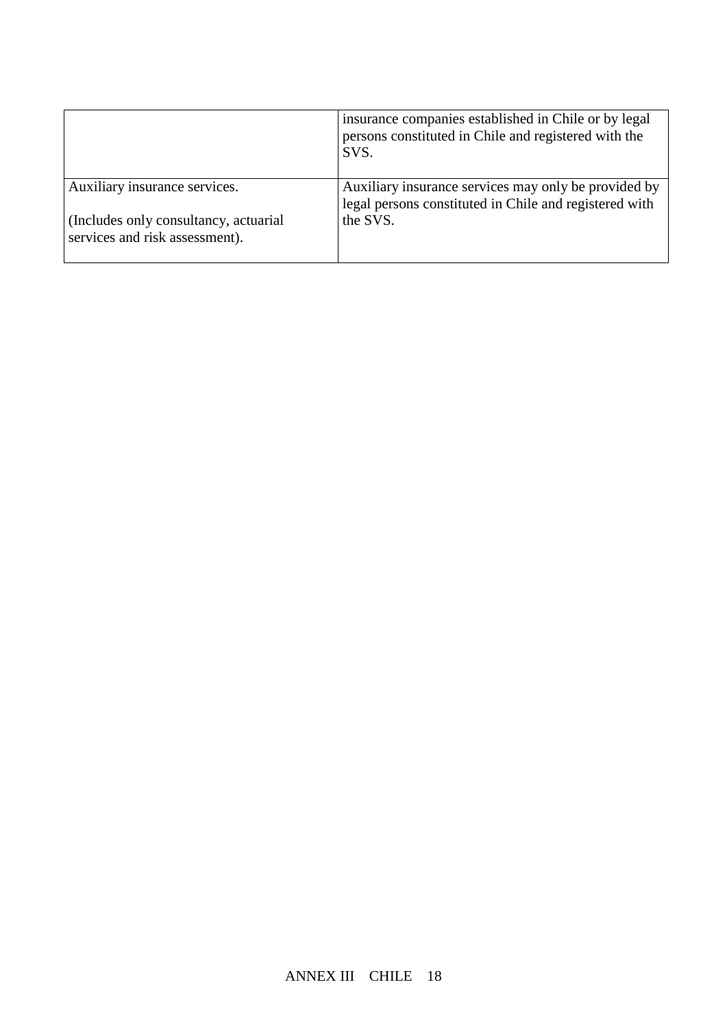| | |
|---|---|
| | insurance companies established in Chile or by legal persons constituted in Chile and registered with the SVS. |
| Auxiliary insurance services.<br><br>(Includes only consultancy, actuarial services and risk assessment). | Auxiliary insurance services may only be provided by legal persons constituted in Chile and registered with the SVS. |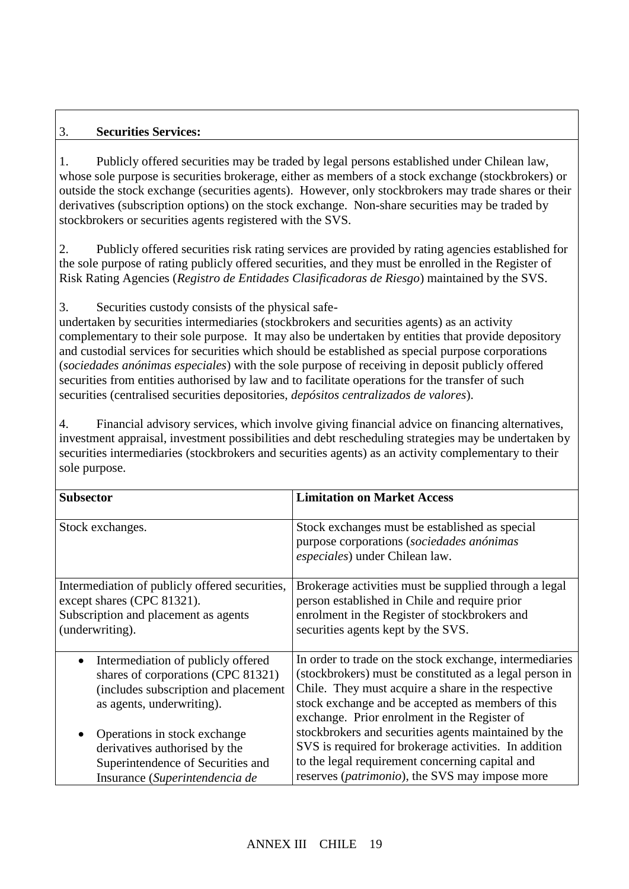## 3. **Securities Services:**

1. Publicly offered securities may be traded by legal persons established under Chilean law, whose sole purpose is securities brokerage, either as members of a stock exchange (stockbrokers) or outside the stock exchange (securities agents). However, only stockbrokers may trade shares or their derivatives (subscription options) on the stock exchange. Non-share securities may be traded by stockbrokers or securities agents registered with the SVS.

2. Publicly offered securities risk rating services are provided by rating agencies established for the sole purpose of rating publicly offered securities, and they must be enrolled in the Register of Risk Rating Agencies (*Registro de Entidades Clasificadoras de Riesgo*) maintained by the SVS.

3. Securities custody consists of the physical safe-
undertaken by securities intermediaries (stockbrokers and securities agents) as an activity complementary to their sole purpose. It may also be undertaken by entities that provide depository and custodial services for securities which should be established as special purpose corporations (*sociedades anónimas especiales*) with the sole purpose of receiving in deposit publicly offered securities from entities authorised by law and to facilitate operations for the transfer of such securities (centralised securities depositories, *depósitos centralizados de valores*).

4. Financial advisory services, which involve giving financial advice on financing alternatives, investment appraisal, investment possibilities and debt rescheduling strategies may be undertaken by securities intermediaries (stockbrokers and securities agents) as an activity complementary to their sole purpose.

| **Subsector** | **Limitation on Market Access** |
|---|---|
| Stock exchanges. | Stock exchanges must be established as special purpose corporations (*sociedades anónimas especiales*) under Chilean law. |
| Intermediation of publicly offered securities, except shares (CPC 81321).<br>Subscription and placement as agents (underwriting). | Brokerage activities must be supplied through a legal person established in Chile and require prior enrolment in the Register of stockbrokers and securities agents kept by the SVS. |
| • Intermediation of publicly offered shares of corporations (CPC 81321) (includes subscription and placement as agents, underwriting).<br>• Operations in stock exchange derivatives authorised by the Superintendence of Securities and Insurance (*Superintendencia de* | In order to trade on the stock exchange, intermediaries (stockbrokers) must be constituted as a legal person in Chile. They must acquire a share in the respective stock exchange and be accepted as members of this exchange. Prior enrolment in the Register of stockbrokers and securities agents maintained by the SVS is required for brokerage activities. In addition to the legal requirement concerning capital and reserves (*patrimonio*), the SVS may impose more |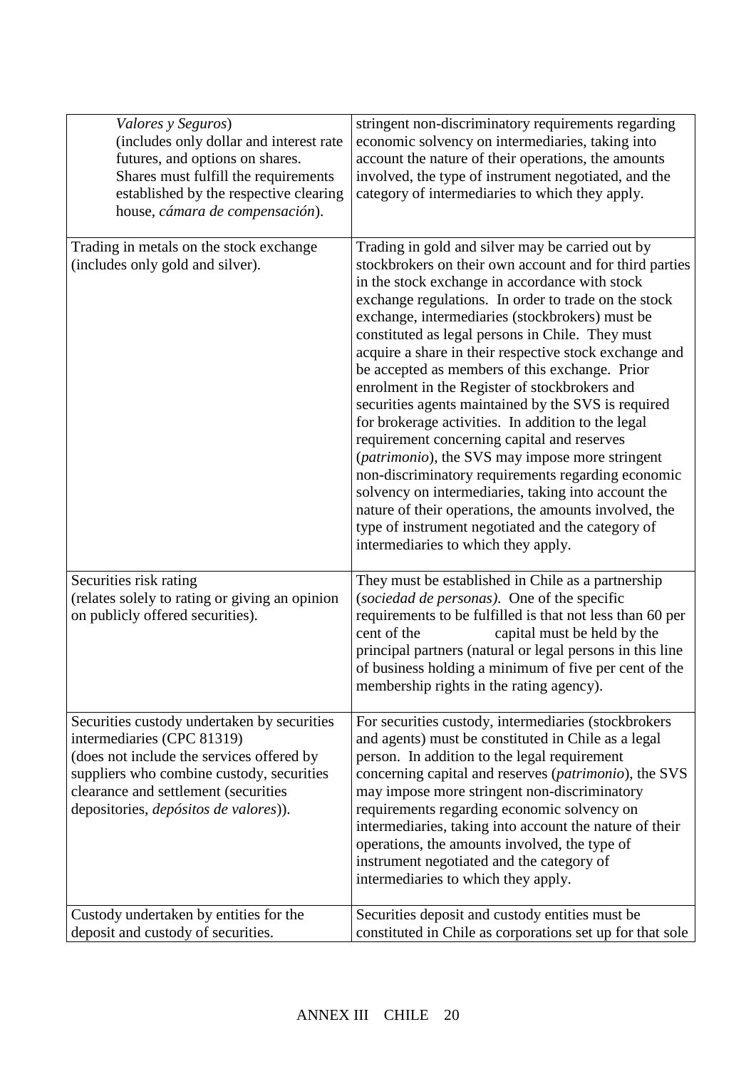| | |
|---|---|
| *Valores y Seguros*) (includes only dollar and interest rate futures, and options on shares. Shares must fulfill the requirements established by the respective clearing house, *cámara de compensación*). | stringent non-discriminatory requirements regarding economic solvency on intermediaries, taking into account the nature of their operations, the amounts involved, the type of instrument negotiated, and the category of intermediaries to which they apply. |
| Trading in metals on the stock exchange (includes only gold and silver). | Trading in gold and silver may be carried out by stockbrokers on their own account and for third parties in the stock exchange in accordance with stock exchange regulations. In order to trade on the stock exchange, intermediaries (stockbrokers) must be constituted as legal persons in Chile. They must acquire a share in their respective stock exchange and be accepted as members of this exchange. Prior enrolment in the Register of stockbrokers and securities agents maintained by the SVS is required for brokerage activities. In addition to the legal requirement concerning capital and reserves (*patrimonio*), the SVS may impose more stringent non-discriminatory requirements regarding economic solvency on intermediaries, taking into account the nature of their operations, the amounts involved, the type of instrument negotiated and the category of intermediaries to which they apply. |
| Securities risk rating (relates solely to rating or giving an opinion on publicly offered securities). | They must be established in Chile as a partnership (*sociedad de personas).* One of the specific requirements to be fulfilled is that not less than 60 per cent of the capital must be held by the principal partners (natural or legal persons in this line of business holding a minimum of five per cent of the membership rights in the rating agency). |
| Securities custody undertaken by securities intermediaries (CPC 81319) (does not include the services offered by suppliers who combine custody, securities clearance and settlement (securities depositories, *depósitos de valores*)). | For securities custody, intermediaries (stockbrokers and agents) must be constituted in Chile as a legal person. In addition to the legal requirement concerning capital and reserves (*patrimonio*), the SVS may impose more stringent non-discriminatory requirements regarding economic solvency on intermediaries, taking into account the nature of their operations, the amounts involved, the type of instrument negotiated and the category of intermediaries to which they apply. |
| Custody undertaken by entities for the deposit and custody of securities. | Securities deposit and custody entities must be constituted in Chile as corporations set up for that sole |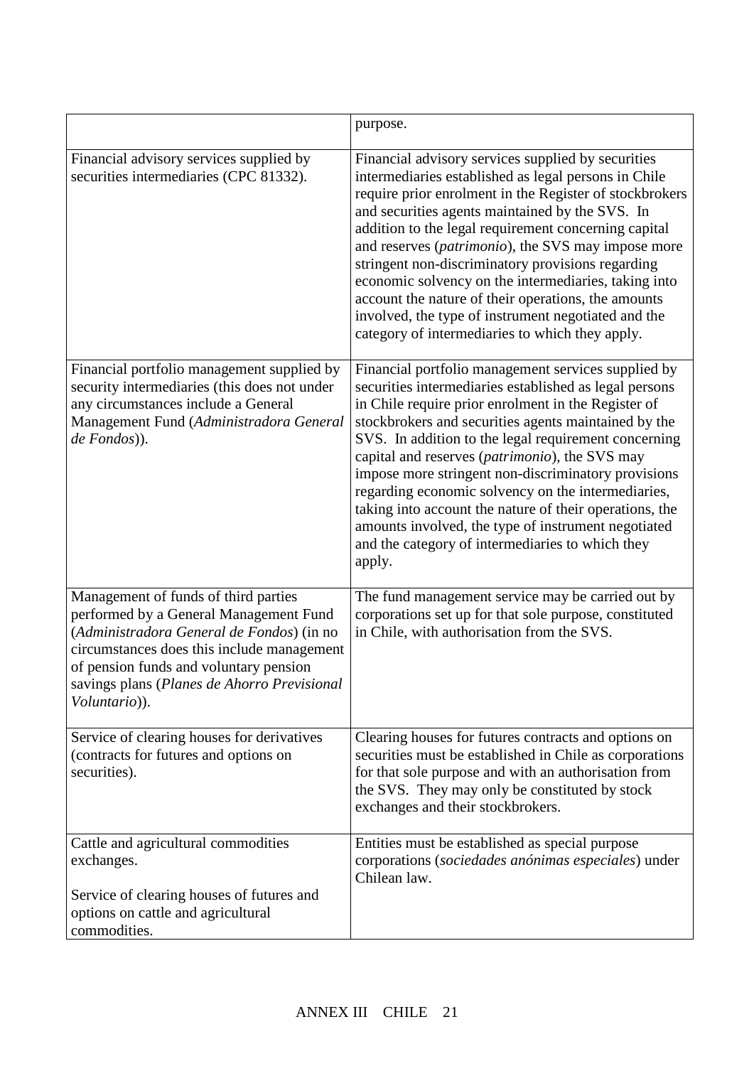| | |
|---|---|
| | purpose. |
| Financial advisory services supplied by securities intermediaries (CPC 81332). | Financial advisory services supplied by securities intermediaries established as legal persons in Chile require prior enrolment in the Register of stockbrokers and securities agents maintained by the SVS. In addition to the legal requirement concerning capital and reserves (*patrimonio*), the SVS may impose more stringent non-discriminatory provisions regarding economic solvency on the intermediaries, taking into account the nature of their operations, the amounts involved, the type of instrument negotiated and the category of intermediaries to which they apply. |
| Financial portfolio management supplied by security intermediaries (this does not under any circumstances include a General Management Fund (*Administradora General de Fondos*)). | Financial portfolio management services supplied by securities intermediaries established as legal persons in Chile require prior enrolment in the Register of stockbrokers and securities agents maintained by the SVS. In addition to the legal requirement concerning capital and reserves (*patrimonio*), the SVS may impose more stringent non-discriminatory provisions regarding economic solvency on the intermediaries, taking into account the nature of their operations, the amounts involved, the type of instrument negotiated and the category of intermediaries to which they apply. |
| Management of funds of third parties performed by a General Management Fund (*Administradora General de Fondos*) (in no circumstances does this include management of pension funds and voluntary pension savings plans (*Planes de Ahorro Previsional Voluntario*)). | The fund management service may be carried out by corporations set up for that sole purpose, constituted in Chile, with authorisation from the SVS. |
| Service of clearing houses for derivatives (contracts for futures and options on securities). | Clearing houses for futures contracts and options on securities must be established in Chile as corporations for that sole purpose and with an authorisation from the SVS. They may only be constituted by stock exchanges and their stockbrokers. |
| Cattle and agricultural commodities exchanges.<br><br>Service of clearing houses of futures and options on cattle and agricultural commodities. | Entities must be established as special purpose corporations (*sociedades anónimas especiales*) under Chilean law. |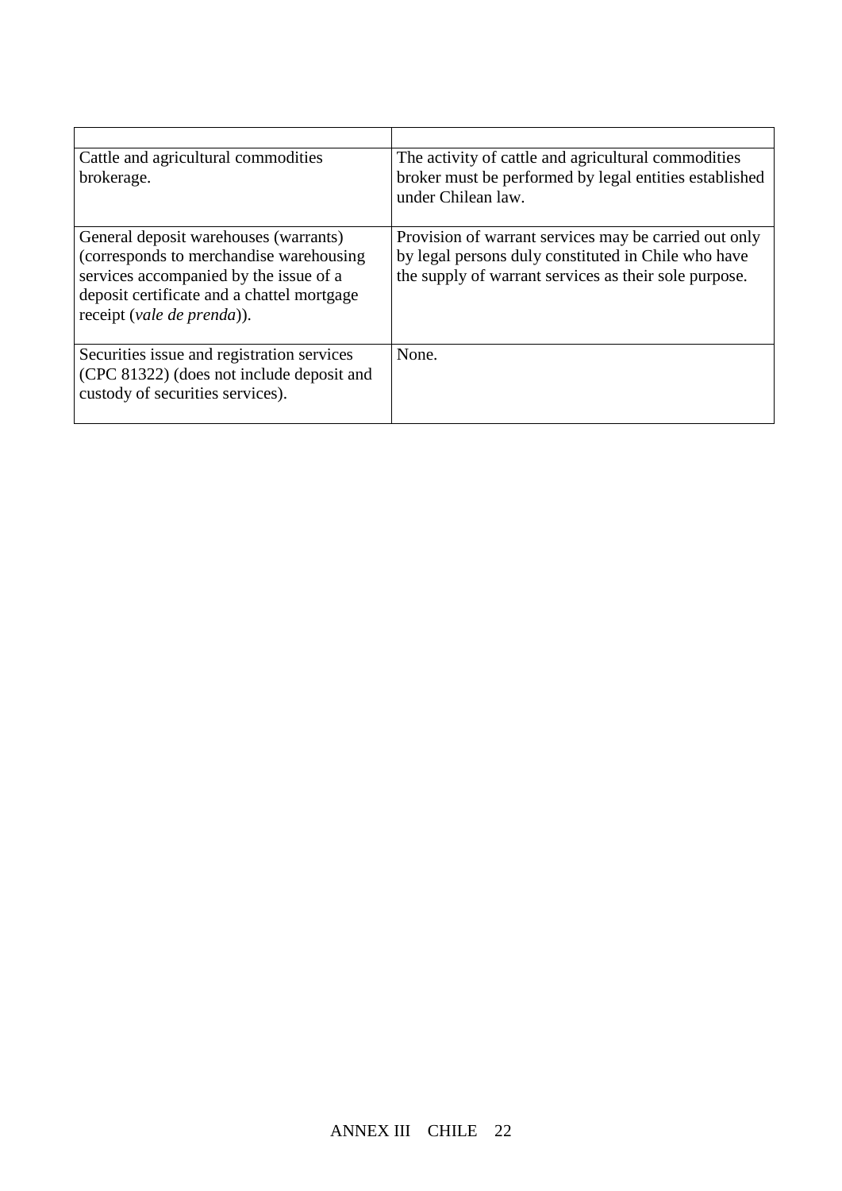| | |
|---|---|
| Cattle and agricultural commodities brokerage. | The activity of cattle and agricultural commodities broker must be performed by legal entities established under Chilean law. |
| General deposit warehouses (warrants) (corresponds to merchandise warehousing services accompanied by the issue of a deposit certificate and a chattel mortgage receipt (*vale de prenda*)). | Provision of warrant services may be carried out only by legal persons duly constituted in Chile who have the supply of warrant services as their sole purpose. |
| Securities issue and registration services (CPC 81322) (does not include deposit and custody of securities services). | None. |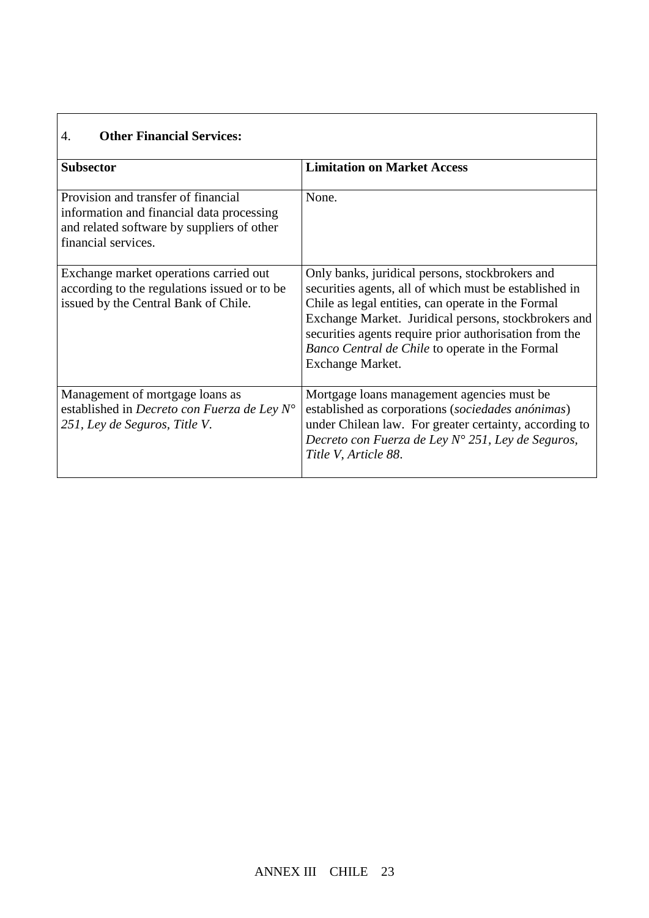4. **Other Financial Services:**

| Subsector | Limitation on Market Access |
|---|---|
| Provision and transfer of financial information and financial data processing and related software by suppliers of other financial services. | None. |
| Exchange market operations carried out according to the regulations issued or to be issued by the Central Bank of Chile. | Only banks, juridical persons, stockbrokers and securities agents, all of which must be established in Chile as legal entities, can operate in the Formal Exchange Market. Juridical persons, stockbrokers and securities agents require prior authorisation from the *Banco Central de Chile* to operate in the Formal Exchange Market. |
| Management of mortgage loans as established in *Decreto con Fuerza de Ley N° 251, Ley de Seguros, Title V*. | Mortgage loans management agencies must be established as corporations (*sociedades anónimas*) under Chilean law. For greater certainty, according to *Decreto con Fuerza de Ley N° 251, Ley de Seguros, Title V, Article 88*. |